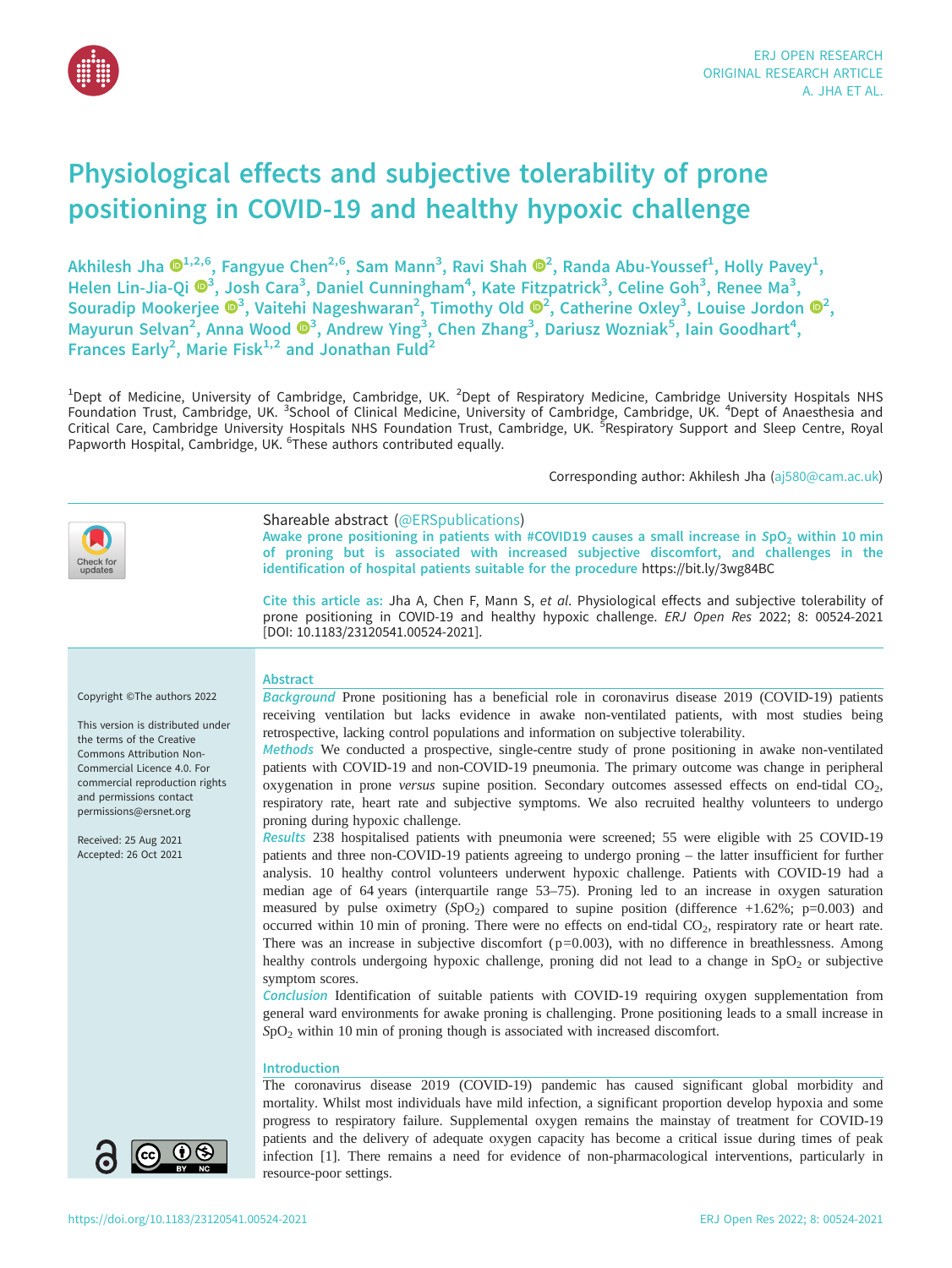# Physiological effects and subjective tolerability of prone positioning in COVID-19 and healthy hypoxic challenge

Akhilesh Jha[1,2,6], Fangyue Chen[2,6], Sam Mann[3], Ravi Shah[2], Randa Abu-Youssef[1], Holly Pavey[1], Helen Lin-Jia-Qi[3], Josh Cara[3], Daniel Cunningham[4], Kate Fitzpatrick[3], Celine Goh[3], Renee Ma[3], Souradip Mookerjee[3], Vaitehi Nageshwaran[2], Timothy Old[2], Catherine Oxley[3], Louise Jordon[2], Mayurun Selvan[2], Anna Wood[3], Andrew Ying[3], Chen Zhang[3], Dariusz Wozniak[5], Iain Goodhart[4], Frances Early[2], Marie Fisk[1,2] and Jonathan Fuld[2]

[1]Dept of Medicine, University of Cambridge, Cambridge, UK. [2]Dept of Respiratory Medicine, Cambridge University Hospitals NHS Foundation Trust, Cambridge, UK. [3]School of Clinical Medicine, University of Cambridge, Cambridge, UK. [4]Dept of Anaesthesia and Critical Care, Cambridge University Hospitals NHS Foundation Trust, Cambridge, UK. [5]Respiratory Support and Sleep Centre, Royal Papworth Hospital, Cambridge, UK. [6]These authors contributed equally.

Corresponding author: Akhilesh Jha (aj580@cam.ac.uk)

Shareable abstract (@ERSpublications)
Awake prone positioning in patients with #COVID19 causes a small increase in $SpO_2$ within 10 min of proning but is associated with increased subjective discomfort, and challenges in the identification of hospital patients suitable for the procedure https://bit.ly/3wg84BC

Cite this article as: Jha A, Chen F, Mann S, *et al.* Physiological effects and subjective tolerability of prone positioning in COVID-19 and healthy hypoxic challenge. *ERJ Open Res* 2022; 8: 00524-2021 [DOI: 10.1183/23120541.00524-2021].

Copyright ©The authors 2022

This version is distributed under the terms of the Creative Commons Attribution Non-Commercial Licence 4.0. For commercial reproduction rights and permissions contact permissions@ersnet.org

Received: 25 Aug 2021
Accepted: 26 Oct 2021

## Abstract

***Background*** Prone positioning has a beneficial role in coronavirus disease 2019 (COVID-19) patients receiving ventilation but lacks evidence in awake non-ventilated patients, with most studies being retrospective, lacking control populations and information on subjective tolerability.

***Methods*** We conducted a prospective, single-centre study of prone positioning in awake non-ventilated patients with COVID-19 and non-COVID-19 pneumonia. The primary outcome was change in peripheral oxygenation in prone *versus* supine position. Secondary outcomes assessed effects on end-tidal $CO_2$, respiratory rate, heart rate and subjective symptoms. We also recruited healthy volunteers to undergo proning during hypoxic challenge.

***Results*** 238 hospitalised patients with pneumonia were screened; 55 were eligible with 25 COVID-19 patients and three non-COVID-19 patients agreeing to undergo proning – the latter insufficient for further analysis. 10 healthy control volunteers underwent hypoxic challenge. Patients with COVID-19 had a median age of 64 years (interquartile range 53–75). Proning led to an increase in oxygen saturation measured by pulse oximetry ($SpO_2$) compared to supine position (difference +1.62%; p=0.003) and occurred within 10 min of proning. There were no effects on end-tidal $CO_2$, respiratory rate or heart rate. There was an increase in subjective discomfort (p=0.003), with no difference in breathlessness. Among healthy controls undergoing hypoxic challenge, proning did not lead to a change in $SpO_2$ or subjective symptom scores.

***Conclusion*** Identification of suitable patients with COVID-19 requiring oxygen supplementation from general ward environments for awake proning is challenging. Prone positioning leads to a small increase in $SpO_2$ within 10 min of proning though is associated with increased discomfort.

## Introduction

The coronavirus disease 2019 (COVID-19) pandemic has caused significant global morbidity and mortality. Whilst most individuals have mild infection, a significant proportion develop hypoxia and some progress to respiratory failure. Supplemental oxygen remains the mainstay of treatment for COVID-19 patients and the delivery of adequate oxygen capacity has become a critical issue during times of peak infection [1]. There remains a need for evidence of non-pharmacological interventions, particularly in resource-poor settings.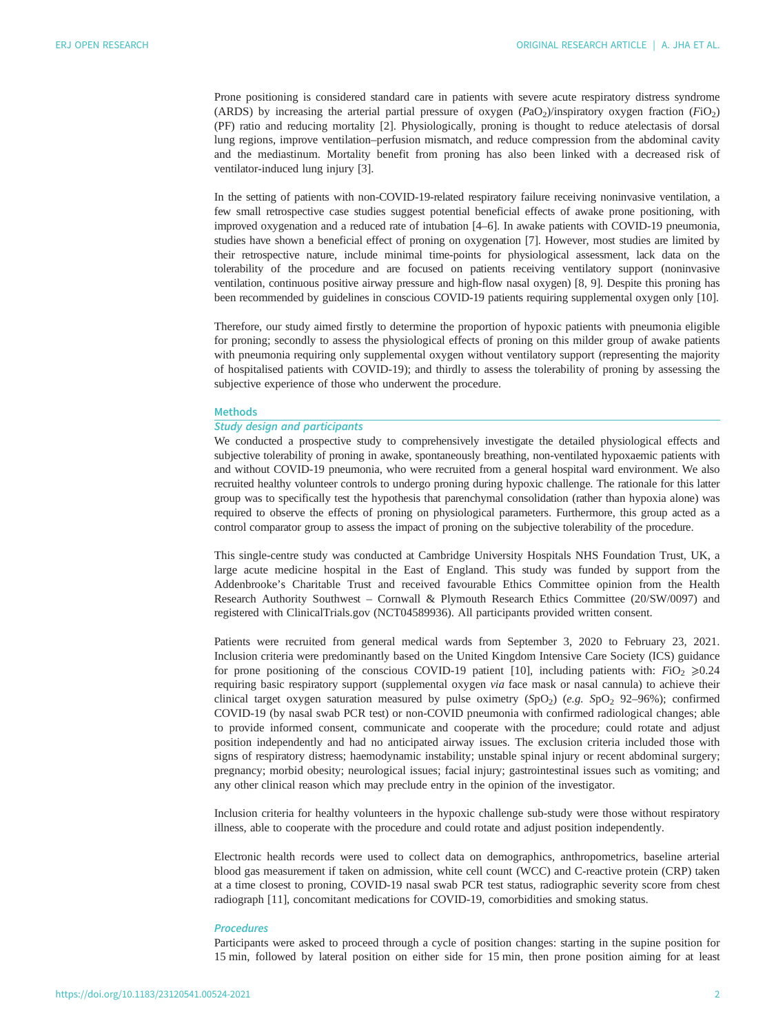Prone positioning is considered standard care in patients with severe acute respiratory distress syndrome (ARDS) by increasing the arterial partial pressure of oxygen ($P_{aO_2}$)/inspiratory oxygen fraction ($F_{IO_2}$) (PF) ratio and reducing mortality [2]. Physiologically, proning is thought to reduce atelectasis of dorsal lung regions, improve ventilation–perfusion mismatch, and reduce compression from the abdominal cavity and the mediastinum. Mortality benefit from proning has also been linked with a decreased risk of ventilator-induced lung injury [3].

In the setting of patients with non-COVID-19-related respiratory failure receiving noninvasive ventilation, a few small retrospective case studies suggest potential beneficial effects of awake prone positioning, with improved oxygenation and a reduced rate of intubation [4–6]. In awake patients with COVID-19 pneumonia, studies have shown a beneficial effect of proning on oxygenation [7]. However, most studies are limited by their retrospective nature, include minimal time-points for physiological assessment, lack data on the tolerability of the procedure and are focused on patients receiving ventilatory support (noninvasive ventilation, continuous positive airway pressure and high-flow nasal oxygen) [8, 9]. Despite this proning has been recommended by guidelines in conscious COVID-19 patients requiring supplemental oxygen only [10].

Therefore, our study aimed firstly to determine the proportion of hypoxic patients with pneumonia eligible for proning; secondly to assess the physiological effects of proning on this milder group of awake patients with pneumonia requiring only supplemental oxygen without ventilatory support (representing the majority of hospitalised patients with COVID-19); and thirdly to assess the tolerability of proning by assessing the subjective experience of those who underwent the procedure.

## Methods

### Study design and participants

We conducted a prospective study to comprehensively investigate the detailed physiological effects and subjective tolerability of proning in awake, spontaneously breathing, non-ventilated hypoxaemic patients with and without COVID-19 pneumonia, who were recruited from a general hospital ward environment. We also recruited healthy volunteer controls to undergo proning during hypoxic challenge. The rationale for this latter group was to specifically test the hypothesis that parenchymal consolidation (rather than hypoxia alone) was required to observe the effects of proning on physiological parameters. Furthermore, this group acted as a control comparator group to assess the impact of proning on the subjective tolerability of the procedure.

This single-centre study was conducted at Cambridge University Hospitals NHS Foundation Trust, UK, a large acute medicine hospital in the East of England. This study was funded by support from the Addenbrooke's Charitable Trust and received favourable Ethics Committee opinion from the Health Research Authority Southwest – Cornwall & Plymouth Research Ethics Committee (20/SW/0097) and registered with ClinicalTrials.gov (NCT04589936). All participants provided written consent.

Patients were recruited from general medical wards from September 3, 2020 to February 23, 2021. Inclusion criteria were predominantly based on the United Kingdom Intensive Care Society (ICS) guidance for prone positioning of the conscious COVID-19 patient [10], including patients with: $F_{IO_2} \geqslant 0.24$ requiring basic respiratory support (supplemental oxygen *via* face mask or nasal cannula) to achieve their clinical target oxygen saturation measured by pulse oximetry ($S_{pO_2}$) (*e.g.* $S_{pO_2}$ 92–96%); confirmed COVID-19 (by nasal swab PCR test) or non-COVID pneumonia with confirmed radiological changes; able to provide informed consent, communicate and cooperate with the procedure; could rotate and adjust position independently and had no anticipated airway issues. The exclusion criteria included those with signs of respiratory distress; haemodynamic instability; unstable spinal injury or recent abdominal surgery; pregnancy; morbid obesity; neurological issues; facial injury; gastrointestinal issues such as vomiting; and any other clinical reason which may preclude entry in the opinion of the investigator.

Inclusion criteria for healthy volunteers in the hypoxic challenge sub-study were those without respiratory illness, able to cooperate with the procedure and could rotate and adjust position independently.

Electronic health records were used to collect data on demographics, anthropometrics, baseline arterial blood gas measurement if taken on admission, white cell count (WCC) and C-reactive protein (CRP) taken at a time closest to proning, COVID-19 nasal swab PCR test status, radiographic severity score from chest radiograph [11], concomitant medications for COVID-19, comorbidities and smoking status.

### Procedures

Participants were asked to proceed through a cycle of position changes: starting in the supine position for 15 min, followed by lateral position on either side for 15 min, then prone position aiming for at least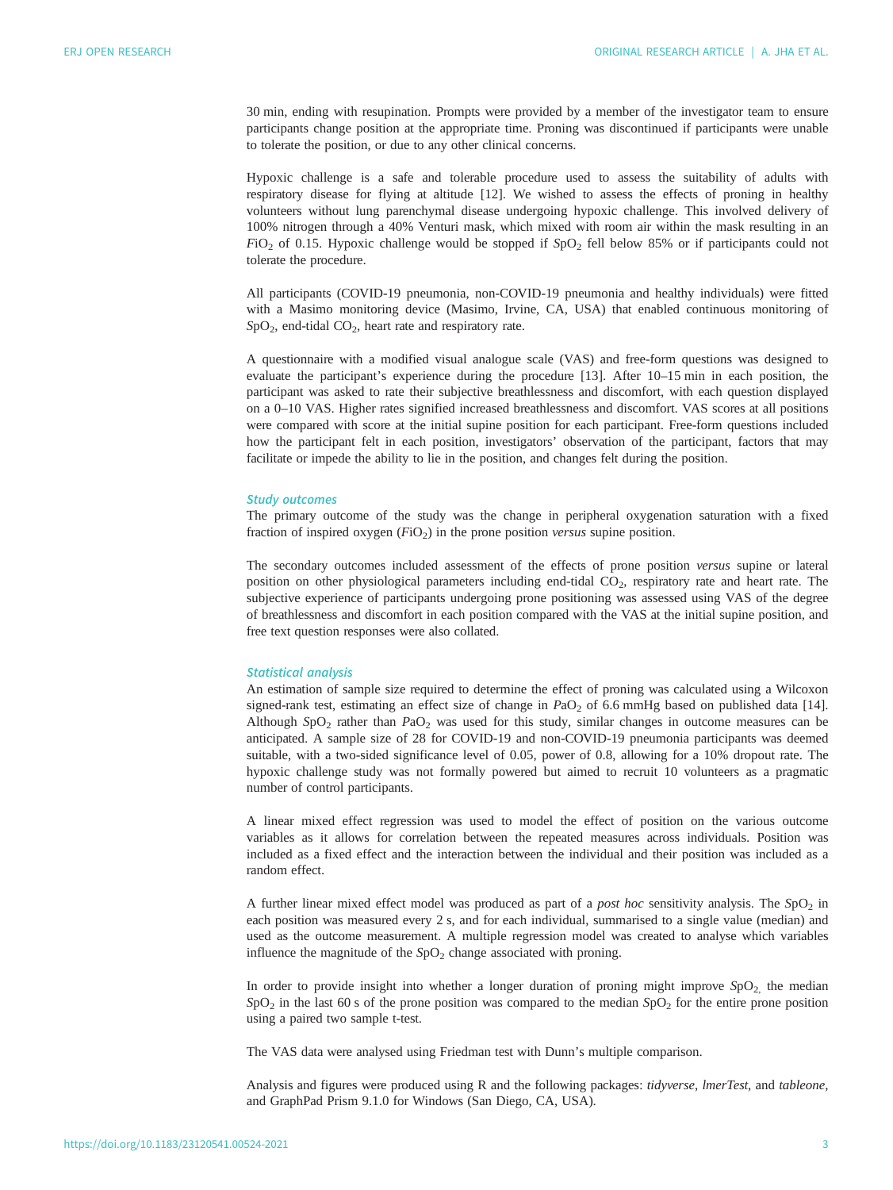30 min, ending with resupination. Prompts were provided by a member of the investigator team to ensure participants change position at the appropriate time. Proning was discontinued if participants were unable to tolerate the position, or due to any other clinical concerns.

Hypoxic challenge is a safe and tolerable procedure used to assess the suitability of adults with respiratory disease for flying at altitude [12]. We wished to assess the effects of proning in healthy volunteers without lung parenchymal disease undergoing hypoxic challenge. This involved delivery of 100% nitrogen through a 40% Venturi mask, which mixed with room air within the mask resulting in an $F_{IO_2}$ of 0.15. Hypoxic challenge would be stopped if $S_{pO_2}$ fell below 85% or if participants could not tolerate the procedure.

All participants (COVID-19 pneumonia, non-COVID-19 pneumonia and healthy individuals) were fitted with a Masimo monitoring device (Masimo, Irvine, CA, USA) that enabled continuous monitoring of $S_{pO_2}$, end-tidal $CO_2$, heart rate and respiratory rate.

A questionnaire with a modified visual analogue scale (VAS) and free-form questions was designed to evaluate the participant's experience during the procedure [13]. After 10–15 min in each position, the participant was asked to rate their subjective breathlessness and discomfort, with each question displayed on a 0–10 VAS. Higher rates signified increased breathlessness and discomfort. VAS scores at all positions were compared with score at the initial supine position for each participant. Free-form questions included how the participant felt in each position, investigators' observation of the participant, factors that may facilitate or impede the ability to lie in the position, and changes felt during the position.

### *Study outcomes*

The primary outcome of the study was the change in peripheral oxygenation saturation with a fixed fraction of inspired oxygen ($F_{IO_2}$) in the prone position *versus* supine position.

The secondary outcomes included assessment of the effects of prone position *versus* supine or lateral position on other physiological parameters including end-tidal $CO_2$, respiratory rate and heart rate. The subjective experience of participants undergoing prone positioning was assessed using VAS of the degree of breathlessness and discomfort in each position compared with the VAS at the initial supine position, and free text question responses were also collated.

### *Statistical analysis*

An estimation of sample size required to determine the effect of proning was calculated using a Wilcoxon signed-rank test, estimating an effect size of change in $P_{aO_2}$ of 6.6 mmHg based on published data [14]. Although $S_{pO_2}$ rather than $P_{aO_2}$ was used for this study, similar changes in outcome measures can be anticipated. A sample size of 28 for COVID-19 and non-COVID-19 pneumonia participants was deemed suitable, with a two-sided significance level of 0.05, power of 0.8, allowing for a 10% dropout rate. The hypoxic challenge study was not formally powered but aimed to recruit 10 volunteers as a pragmatic number of control participants.

A linear mixed effect regression was used to model the effect of position on the various outcome variables as it allows for correlation between the repeated measures across individuals. Position was included as a fixed effect and the interaction between the individual and their position was included as a random effect.

A further linear mixed effect model was produced as part of a *post hoc* sensitivity analysis. The $S_{pO_2}$ in each position was measured every 2 s, and for each individual, summarised to a single value (median) and used as the outcome measurement. A multiple regression model was created to analyse which variables influence the magnitude of the $S_{pO_2}$ change associated with proning.

In order to provide insight into whether a longer duration of proning might improve $S_{pO_2}$, the median $S_{pO_2}$ in the last 60 s of the prone position was compared to the median $S_{pO_2}$ for the entire prone position using a paired two sample t-test.

The VAS data were analysed using Friedman test with Dunn's multiple comparison.

Analysis and figures were produced using R and the following packages: *tidyverse*, *lmerTest*, and *tableone*, and GraphPad Prism 9.1.0 for Windows (San Diego, CA, USA).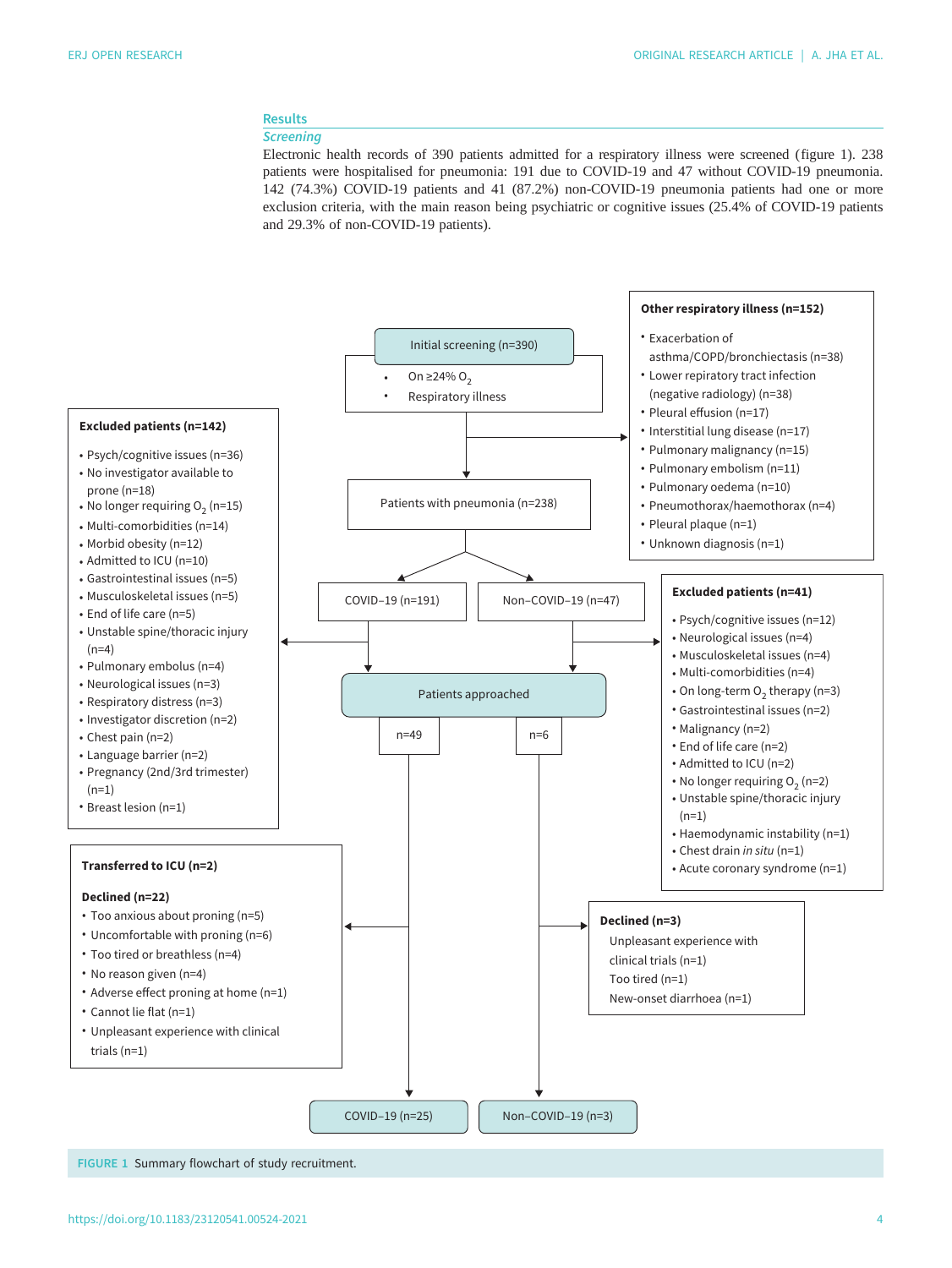## Results

### *Screening*

Electronic health records of 390 patients admitted for a respiratory illness were screened (figure 1). 238 patients were hospitalised for pneumonia: 191 due to COVID-19 and 47 without COVID-19 pneumonia. 142 (74.3%) COVID-19 patients and 41 (87.2%) non-COVID-19 pneumonia patients had one or more exclusion criteria, with the main reason being psychiatric or cognitive issues (25.4% of COVID-19 patients and 29.3% of non-COVID-19 patients).

**Initial screening (n=390)**

- On ≥24% $O_2$
- Respiratory illness

**Other respiratory illness (n=152)**

- Exacerbation of asthma/COPD/bronchiectasis (n=38)
- Lower repiratory tract infection (negative radiology) (n=38)
- Pleural effusion (n=17)
- Interstitial lung disease (n=17)
- Pulmonary malignancy (n=15)
- Pulmonary embolism (n=11)
- Pulmonary oedema (n=10)
- Pneumothorax/haemothorax (n=4)
- Pleural plaque (n=1)
- Unknown diagnosis (n=1)

**Patients with pneumonia (n=238)**

COVID–19 (n=191) | Non–COVID–19 (n=47)

**Excluded patients (n=142)**

- Psych/cognitive issues (n=36)
- No investigator available to prone (n=18)
- No longer requiring $O_2$ (n=15)
- Multi-comorbidities (n=14)
- Morbid obesity (n=12)
- Admitted to ICU (n=10)
- Gastrointestinal issues (n=5)
- Musculoskeletal issues (n=5)
- End of life care (n=5)
- Unstable spine/thoracic injury (n=4)
- Pulmonary embolus (n=4)
- Neurological issues (n=3)
- Respiratory distress (n=3)
- Investigator discretion (n=2)
- Chest pain (n=2)
- Language barrier (n=2)
- Pregnancy (2nd/3rd trimester) (n=1)
- Breast lesion (n=1)

**Excluded patients (n=41)**

- Psych/cognitive issues (n=12)
- Neurological issues (n=4)
- Musculoskeletal issues (n=4)
- Multi-comorbidities (n=4)
- On long-term $O_2$ therapy (n=3)
- Gastrointestinal issues (n=2)
- Malignancy (n=2)
- End of life care (n=2)
- Admitted to ICU (n=2)
- No longer requiring $O_2$ (n=2)
- Unstable spine/thoracic injury (n=1)
- Haemodynamic instability (n=1)
- Chest drain *in situ* (n=1)
- Acute coronary syndrome (n=1)

**Patients approached**

n=49 | n=6

**Transferred to ICU (n=2)**

**Declined (n=22)**

- Too anxious about proning (n=5)
- Uncomfortable with proning (n=6)
- Too tired or breathless (n=4)
- No reason given (n=4)
- Adverse effect proning at home (n=1)
- Cannot lie flat (n=1)
- Unpleasant experience with clinical trials (n=1)

**Declined (n=3)**

Unpleasant experience with clinical trials (n=1)
Too tired (n=1)
New-onset diarrhoea (n=1)

COVID–19 (n=25) | Non–COVID–19 (n=3)

FIGURE 1 Summary flowchart of study recruitment.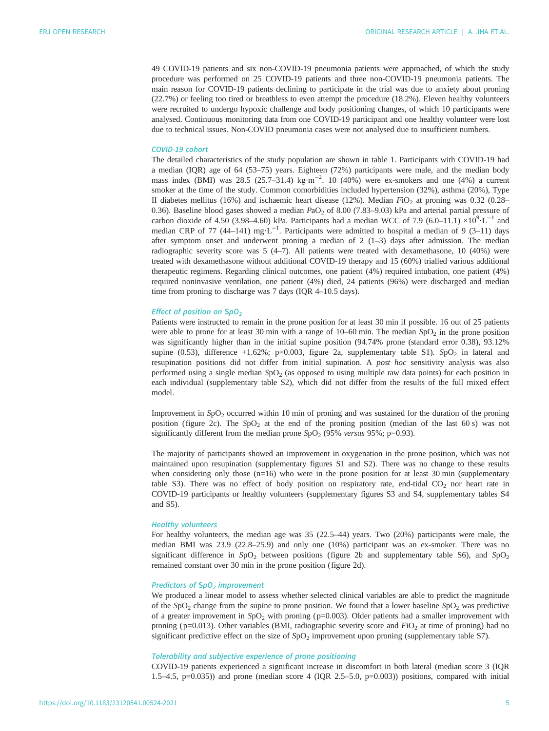49 COVID-19 patients and six non-COVID-19 pneumonia patients were approached, of which the study procedure was performed on 25 COVID-19 patients and three non-COVID-19 pneumonia patients. The main reason for COVID-19 patients declining to participate in the trial was due to anxiety about proning (22.7%) or feeling too tired or breathless to even attempt the procedure (18.2%). Eleven healthy volunteers were recruited to undergo hypoxic challenge and body positioning changes, of which 10 participants were analysed. Continuous monitoring data from one COVID-19 participant and one healthy volunteer were lost due to technical issues. Non-COVID pneumonia cases were not analysed due to insufficient numbers.

### COVID-19 cohort

The detailed characteristics of the study population are shown in table 1. Participants with COVID-19 had a median (IQR) age of 64 (53–75) years. Eighteen (72%) participants were male, and the median body mass index (BMI) was 28.5 (25.7–31.4) $kg \cdot m^{-2}$. 10 (40%) were ex-smokers and one (4%) a current smoker at the time of the study. Common comorbidities included hypertension (32%), asthma (20%), Type II diabetes mellitus (16%) and ischaemic heart disease (12%). Median $F_{IO_2}$ at proning was 0.32 (0.28–0.36). Baseline blood gases showed a median $P_{aO_2}$ of 8.00 (7.83–9.03) kPa and arterial partial pressure of carbon dioxide of 4.50 (3.98–4.60) kPa. Participants had a median WCC of 7.9 (6.0–11.1) $\times 10^9 \cdot L^{-1}$ and median CRP of 77 (44–141) $mg \cdot L^{-1}$. Participants were admitted to hospital a median of 9 (3–11) days after symptom onset and underwent proning a median of 2 (1–3) days after admission. The median radiographic severity score was 5 (4–7). All patients were treated with dexamethasone, 10 (40%) were treated with dexamethasone without additional COVID-19 therapy and 15 (60%) trialled various additional therapeutic regimens. Regarding clinical outcomes, one patient (4%) required intubation, one patient (4%) required noninvasive ventilation, one patient (4%) died, 24 patients (96%) were discharged and median time from proning to discharge was 7 days (IQR 4–10.5 days).

### Effect of position on $S_{pO_2}$

Patients were instructed to remain in the prone position for at least 30 min if possible. 16 out of 25 patients were able to prone for at least 30 min with a range of 10–60 min. The median $S_{pO_2}$ in the prone position was significantly higher than in the initial supine position (94.74% prone (standard error 0.38), 93.12% supine (0.53), difference +1.62%; p=0.003, figure 2a, supplementary table S1). $S_{pO_2}$ in lateral and resupination positions did not differ from initial supination. A *post hoc* sensitivity analysis was also performed using a single median $S_{pO_2}$ (as opposed to using multiple raw data points) for each position in each individual (supplementary table S2), which did not differ from the results of the full mixed effect model.

Improvement in $S_{pO_2}$ occurred within 10 min of proning and was sustained for the duration of the proning position (figure 2c). The $S_{pO_2}$ at the end of the proning position (median of the last 60 s) was not significantly different from the median prone $S_{pO_2}$ (95% *versus* 95%; p=0.93).

The majority of participants showed an improvement in oxygenation in the prone position, which was not maintained upon resupination (supplementary figures S1 and S2). There was no change to these results when considering only those (n=16) who were in the prone position for at least 30 min (supplementary table S3). There was no effect of body position on respiratory rate, end-tidal $CO_2$ nor heart rate in COVID-19 participants or healthy volunteers (supplementary figures S3 and S4, supplementary tables S4 and S5).

### Healthy volunteers

For healthy volunteers, the median age was 35 (22.5–44) years. Two (20%) participants were male, the median BMI was 23.9 (22.8–25.9) and only one (10%) participant was an ex-smoker. There was no significant difference in $S_{pO_2}$ between positions (figure 2b and supplementary table S6), and $S_{pO_2}$ remained constant over 30 min in the prone position (figure 2d).

### Predictors of $S_{pO_2}$ improvement

We produced a linear model to assess whether selected clinical variables are able to predict the magnitude of the $S_{pO_2}$ change from the supine to prone position. We found that a lower baseline $S_{pO_2}$ was predictive of a greater improvement in $S_{pO_2}$ with proning (p=0.003). Older patients had a smaller improvement with proning (p=0.013). Other variables (BMI, radiographic severity score and $F_{IO_2}$ at time of proning) had no significant predictive effect on the size of $S_{pO_2}$ improvement upon proning (supplementary table S7).

### Tolerability and subjective experience of prone positioning

COVID-19 patients experienced a significant increase in discomfort in both lateral (median score 3 (IQR 1.5–4.5, p=0.035)) and prone (median score 4 (IQR 2.5–5.0, p=0.003)) positions, compared with initial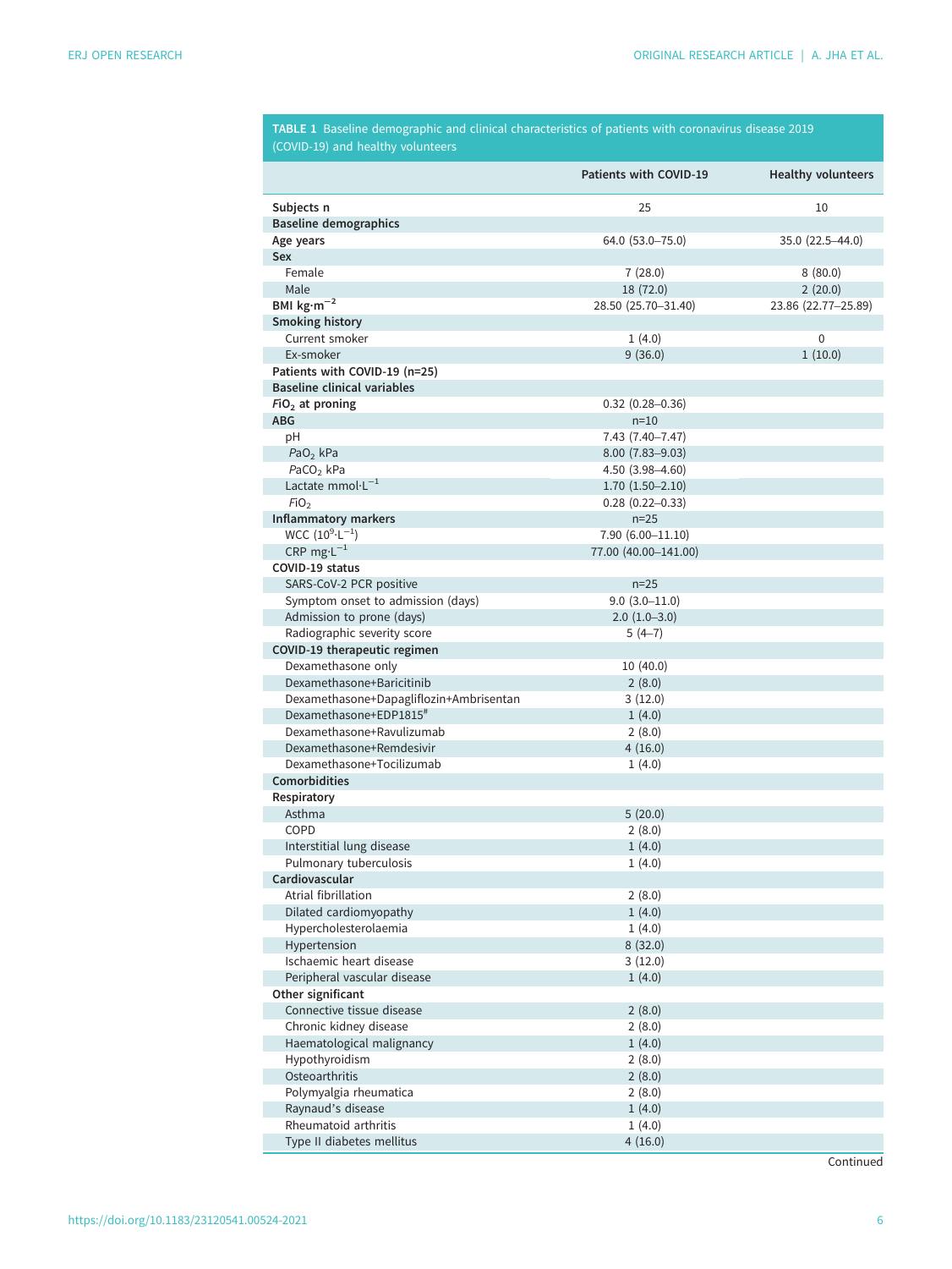**TABLE 1** Baseline demographic and clinical characteristics of patients with coronavirus disease 2019 (COVID-19) and healthy volunteers

| | Patients with COVID-19 | Healthy volunteers |
|---|---|---|
| **Subjects n** | 25 | 10 |
| **Baseline demographics** | | |
| **Age years** | 64.0 (53.0–75.0) | 35.0 (22.5–44.0) |
| **Sex** | | |
| Female | 7 (28.0) | 8 (80.0) |
| Male | 18 (72.0) | 2 (20.0) |
| **BMI kg·m$^{-2}$** | 28.50 (25.70–31.40) | 23.86 (22.77–25.89) |
| **Smoking history** | | |
| Current smoker | 1 (4.0) | 0 |
| Ex-smoker | 9 (36.0) | 1 (10.0) |
| **Patients with COVID-19 (n=25)** | | |
| **Baseline clinical variables** | | |
| **$F_{IO_2}$ at proning** | 0.32 (0.28–0.36) | |
| **ABG** | n=10 | |
| pH | 7.43 (7.40–7.47) | |
| $P_{aO_2}$ kPa | 8.00 (7.83–9.03) | |
| $P_{aCO_2}$ kPa | 4.50 (3.98–4.60) | |
| Lactate mmol·L$^{-1}$ | 1.70 (1.50–2.10) | |
| $F_{IO_2}$ | 0.28 (0.22–0.33) | |
| **Inflammatory markers** | n=25 | |
| WCC ($10^9$·L$^{-1}$) | 7.90 (6.00–11.10) | |
| CRP mg·L$^{-1}$ | 77.00 (40.00–141.00) | |
| **COVID-19 status** | | |
| SARS-CoV-2 PCR positive | n=25 | |
| Symptom onset to admission (days) | 9.0 (3.0–11.0) | |
| Admission to prone (days) | 2.0 (1.0–3.0) | |
| Radiographic severity score | 5 (4–7) | |
| **COVID-19 therapeutic regimen** | | |
| Dexamethasone only | 10 (40.0) | |
| Dexamethasone+Baricitinib | 2 (8.0) | |
| Dexamethasone+Dapagliflozin+Ambrisentan | 3 (12.0) | |
| Dexamethasone+EDP1815# | 1 (4.0) | |
| Dexamethasone+Ravulizumab | 2 (8.0) | |
| Dexamethasone+Remdesivir | 4 (16.0) | |
| Dexamethasone+Tocilizumab | 1 (4.0) | |
| **Comorbidities** | | |
| **Respiratory** | | |
| Asthma | 5 (20.0) | |
| COPD | 2 (8.0) | |
| Interstitial lung disease | 1 (4.0) | |
| Pulmonary tuberculosis | 1 (4.0) | |
| **Cardiovascular** | | |
| Atrial fibrillation | 2 (8.0) | |
| Dilated cardiomyopathy | 1 (4.0) | |
| Hypercholesterolaemia | 1 (4.0) | |
| Hypertension | 8 (32.0) | |
| Ischaemic heart disease | 3 (12.0) | |
| Peripheral vascular disease | 1 (4.0) | |
| **Other significant** | | |
| Connective tissue disease | 2 (8.0) | |
| Chronic kidney disease | 2 (8.0) | |
| Haematological malignancy | 1 (4.0) | |
| Hypothyroidism | 2 (8.0) | |
| Osteoarthritis | 2 (8.0) | |
| Polymyalgia rheumatica | 2 (8.0) | |
| Raynaud's disease | 1 (4.0) | |
| Rheumatoid arthritis | 1 (4.0) | |
| Type II diabetes mellitus | 4 (16.0) | |

Continued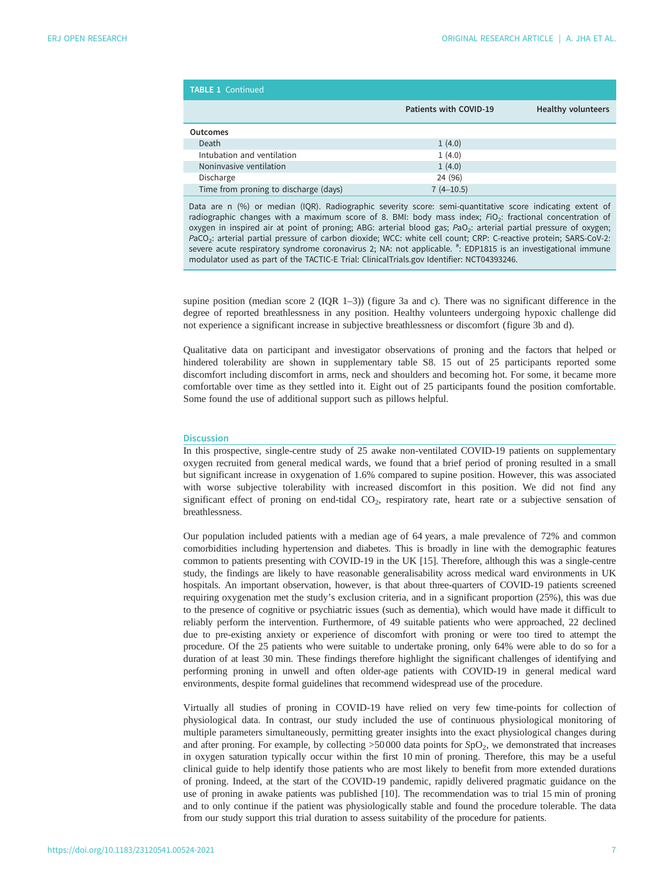**TABLE 1** Continued

| | Patients with COVID-19 | Healthy volunteers |
|---|---|---|
| **Outcomes** | | |
| Death | 1 (4.0) | |
| Intubation and ventilation | 1 (4.0) | |
| Noninvasive ventilation | 1 (4.0) | |
| Discharge | 24 (96) | |
| Time from proning to discharge (days) | 7 (4–10.5) | |

Data are n (%) or median (IQR). Radiographic severity score: semi-quantitative score indicating extent of radiographic changes with a maximum score of 8. BMI: body mass index; $F_{IO_2}$: fractional concentration of oxygen in inspired air at point of proning; ABG: arterial blood gas; $P_{aO_2}$: arterial partial pressure of oxygen; $P_{aCO_2}$: arterial partial pressure of carbon dioxide; WCC: white cell count; CRP: C-reactive protein; SARS-CoV-2: severe acute respiratory syndrome coronavirus 2; NA: not applicable. #: EDP1815 is an investigational immune modulator used as part of the TACTIC-E Trial: ClinicalTrials.gov Identifier: NCT04393246.

supine position (median score 2 (IQR 1–3)) (figure 3a and c). There was no significant difference in the degree of reported breathlessness in any position. Healthy volunteers undergoing hypoxic challenge did not experience a significant increase in subjective breathlessness or discomfort (figure 3b and d).

Qualitative data on participant and investigator observations of proning and the factors that helped or hindered tolerability are shown in supplementary table S8. 15 out of 25 participants reported some discomfort including discomfort in arms, neck and shoulders and becoming hot. For some, it became more comfortable over time as they settled into it. Eight out of 25 participants found the position comfortable. Some found the use of additional support such as pillows helpful.

## Discussion

In this prospective, single-centre study of 25 awake non-ventilated COVID-19 patients on supplementary oxygen recruited from general medical wards, we found that a brief period of proning resulted in a small but significant increase in oxygenation of 1.6% compared to supine position. However, this was associated with worse subjective tolerability with increased discomfort in this position. We did not find any significant effect of proning on end-tidal $CO_2$, respiratory rate, heart rate or a subjective sensation of breathlessness.

Our population included patients with a median age of 64 years, a male prevalence of 72% and common comorbidities including hypertension and diabetes. This is broadly in line with the demographic features common to patients presenting with COVID-19 in the UK [15]. Therefore, although this was a single-centre study, the findings are likely to have reasonable generalisability across medical ward environments in UK hospitals. An important observation, however, is that about three-quarters of COVID-19 patients screened requiring oxygenation met the study's exclusion criteria, and in a significant proportion (25%), this was due to the presence of cognitive or psychiatric issues (such as dementia), which would have made it difficult to reliably perform the intervention. Furthermore, of 49 suitable patients who were approached, 22 declined due to pre-existing anxiety or experience of discomfort with proning or were too tired to attempt the procedure. Of the 25 patients who were suitable to undertake proning, only 64% were able to do so for a duration of at least 30 min. These findings therefore highlight the significant challenges of identifying and performing proning in unwell and often older-age patients with COVID-19 in general medical ward environments, despite formal guidelines that recommend widespread use of the procedure.

Virtually all studies of proning in COVID-19 have relied on very few time-points for collection of physiological data. In contrast, our study included the use of continuous physiological monitoring of multiple parameters simultaneously, permitting greater insights into the exact physiological changes during and after proning. For example, by collecting >50 000 data points for $S_{pO_2}$, we demonstrated that increases in oxygen saturation typically occur within the first 10 min of proning. Therefore, this may be a useful clinical guide to help identify those patients who are most likely to benefit from more extended durations of proning. Indeed, at the start of the COVID-19 pandemic, rapidly delivered pragmatic guidance on the use of proning in awake patients was published [10]. The recommendation was to trial 15 min of proning and to only continue if the patient was physiologically stable and found the procedure tolerable. The data from our study support this trial duration to assess suitability of the procedure for patients.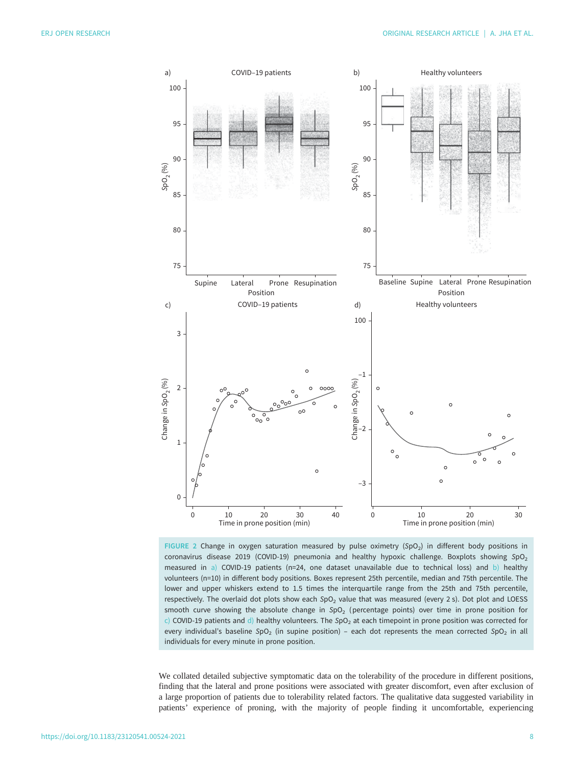FIGURE 2 Change in oxygen saturation measured by pulse oximetry ($SpO_2$) in different body positions in coronavirus disease 2019 (COVID-19) pneumonia and healthy hypoxic challenge. Boxplots showing $SpO_2$ measured in a) COVID-19 patients (n=24, one dataset unavailable due to technical loss) and b) healthy volunteers (n=10) in different body positions. Boxes represent 25th percentile, median and 75th percentile. The lower and upper whiskers extend to 1.5 times the interquartile range from the 25th and 75th percentile, respectively. The overlaid dot plots show each $SpO_2$ value that was measured (every 2 s). Dot plot and LOESS smooth curve showing the absolute change in $SpO_2$ (percentage points) over time in prone position for c) COVID-19 patients and d) healthy volunteers. The $SpO_2$ at each timepoint in prone position was corrected for every individual's baseline $SpO_2$ (in supine position) – each dot represents the mean corrected $SpO_2$ in all individuals for every minute in prone position.

We collated detailed subjective symptomatic data on the tolerability of the procedure in different positions, finding that the lateral and prone positions were associated with greater discomfort, even after exclusion of a large proportion of patients due to tolerability related factors. The qualitative data suggested variability in patients' experience of proning, with the majority of people finding it uncomfortable, experiencing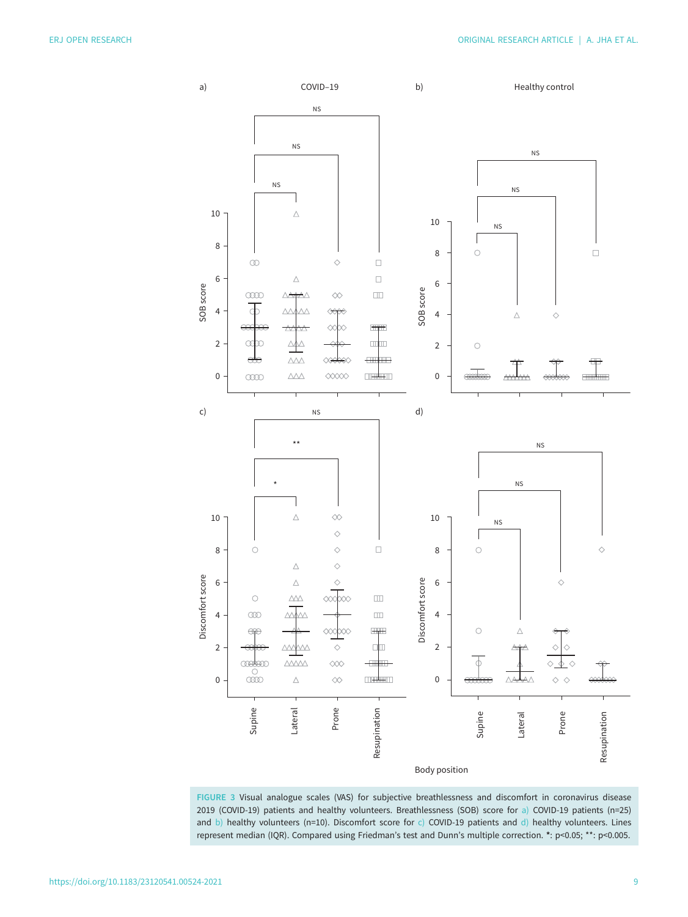FIGURE 3 Visual analogue scales (VAS) for subjective breathlessness and discomfort in coronavirus disease 2019 (COVID-19) patients and healthy volunteers. Breathlessness (SOB) score for a) COVID-19 patients (n=25) and b) healthy volunteers (n=10). Discomfort score for c) COVID-19 patients and d) healthy volunteers. Lines represent median (IQR). Compared using Friedman's test and Dunn's multiple correction. *: p<0.05; **: p<0.005.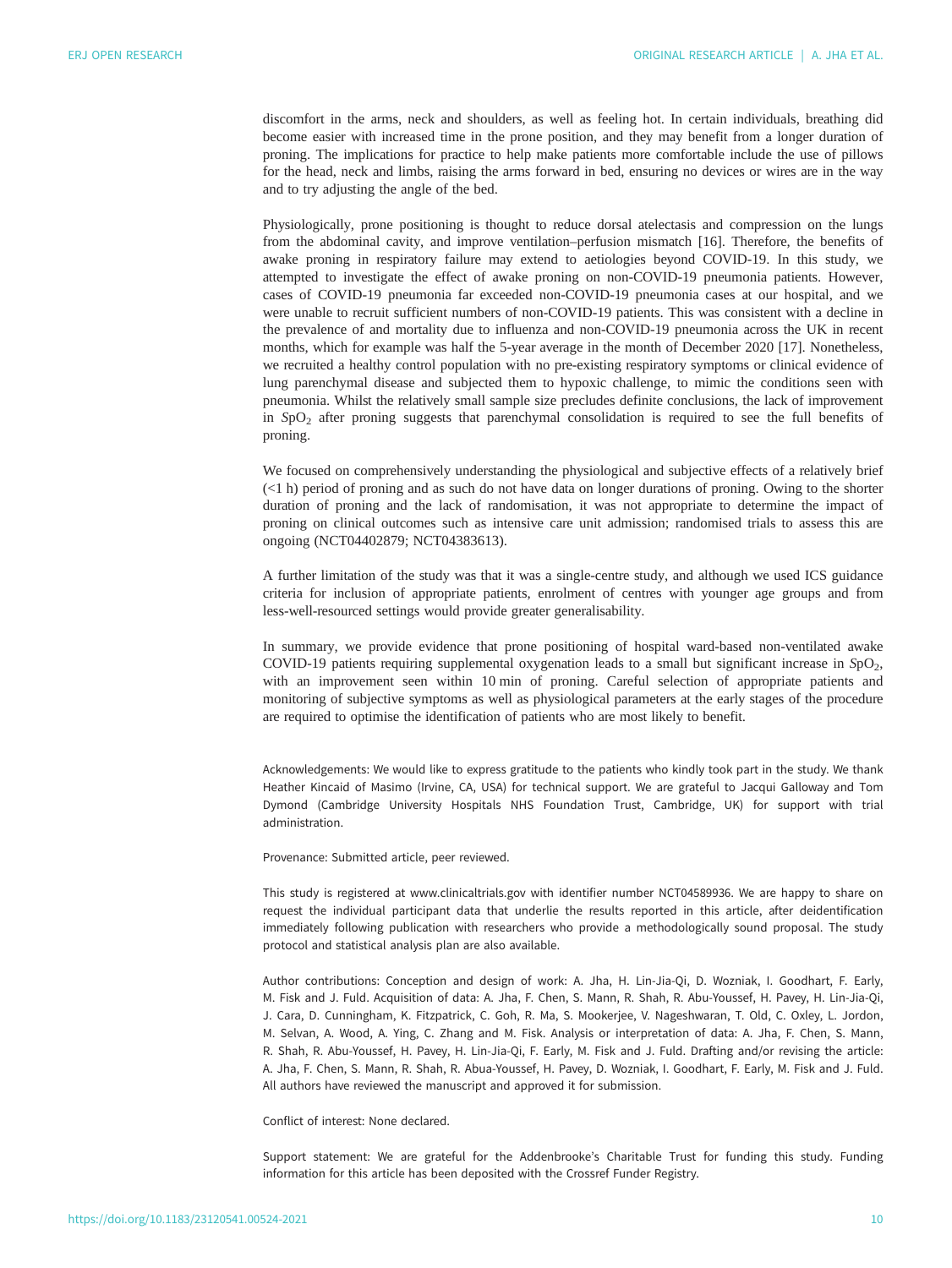discomfort in the arms, neck and shoulders, as well as feeling hot. In certain individuals, breathing did become easier with increased time in the prone position, and they may benefit from a longer duration of proning. The implications for practice to help make patients more comfortable include the use of pillows for the head, neck and limbs, raising the arms forward in bed, ensuring no devices or wires are in the way and to try adjusting the angle of the bed.

Physiologically, prone positioning is thought to reduce dorsal atelectasis and compression on the lungs from the abdominal cavity, and improve ventilation–perfusion mismatch [16]. Therefore, the benefits of awake proning in respiratory failure may extend to aetiologies beyond COVID-19. In this study, we attempted to investigate the effect of awake proning on non-COVID-19 pneumonia patients. However, cases of COVID-19 pneumonia far exceeded non-COVID-19 pneumonia cases at our hospital, and we were unable to recruit sufficient numbers of non-COVID-19 patients. This was consistent with a decline in the prevalence of and mortality due to influenza and non-COVID-19 pneumonia across the UK in recent months, which for example was half the 5-year average in the month of December 2020 [17]. Nonetheless, we recruited a healthy control population with no pre-existing respiratory symptoms or clinical evidence of lung parenchymal disease and subjected them to hypoxic challenge, to mimic the conditions seen with pneumonia. Whilst the relatively small sample size precludes definite conclusions, the lack of improvement in $S\text{pO}_2$ after proning suggests that parenchymal consolidation is required to see the full benefits of proning.

We focused on comprehensively understanding the physiological and subjective effects of a relatively brief (<1 h) period of proning and as such do not have data on longer durations of proning. Owing to the shorter duration of proning and the lack of randomisation, it was not appropriate to determine the impact of proning on clinical outcomes such as intensive care unit admission; randomised trials to assess this are ongoing (NCT04402879; NCT04383613).

A further limitation of the study was that it was a single-centre study, and although we used ICS guidance criteria for inclusion of appropriate patients, enrolment of centres with younger age groups and from less-well-resourced settings would provide greater generalisability.

In summary, we provide evidence that prone positioning of hospital ward-based non-ventilated awake COVID-19 patients requiring supplemental oxygenation leads to a small but significant increase in $S\text{pO}_2$, with an improvement seen within 10 min of proning. Careful selection of appropriate patients and monitoring of subjective symptoms as well as physiological parameters at the early stages of the procedure are required to optimise the identification of patients who are most likely to benefit.

Acknowledgements: We would like to express gratitude to the patients who kindly took part in the study. We thank Heather Kincaid of Masimo (Irvine, CA, USA) for technical support. We are grateful to Jacqui Galloway and Tom Dymond (Cambridge University Hospitals NHS Foundation Trust, Cambridge, UK) for support with trial administration.

Provenance: Submitted article, peer reviewed.

This study is registered at www.clinicaltrials.gov with identifier number NCT04589936. We are happy to share on request the individual participant data that underlie the results reported in this article, after deidentification immediately following publication with researchers who provide a methodologically sound proposal. The study protocol and statistical analysis plan are also available.

Author contributions: Conception and design of work: A. Jha, H. Lin-Jia-Qi, D. Wozniak, I. Goodhart, F. Early, M. Fisk and J. Fuld. Acquisition of data: A. Jha, F. Chen, S. Mann, R. Shah, R. Abu-Youssef, H. Pavey, H. Lin-Jia-Qi, J. Cara, D. Cunningham, K. Fitzpatrick, C. Goh, R. Ma, S. Mookerjee, V. Nageshwaran, T. Old, C. Oxley, L. Jordon, M. Selvan, A. Wood, A. Ying, C. Zhang and M. Fisk. Analysis or interpretation of data: A. Jha, F. Chen, S. Mann, R. Shah, R. Abu-Youssef, H. Pavey, H. Lin-Jia-Qi, F. Early, M. Fisk and J. Fuld. Drafting and/or revising the article: A. Jha, F. Chen, S. Mann, R. Shah, R. Abua-Youssef, H. Pavey, D. Wozniak, I. Goodhart, F. Early, M. Fisk and J. Fuld. All authors have reviewed the manuscript and approved it for submission.

Conflict of interest: None declared.

Support statement: We are grateful for the Addenbrooke's Charitable Trust for funding this study. Funding information for this article has been deposited with the Crossref Funder Registry.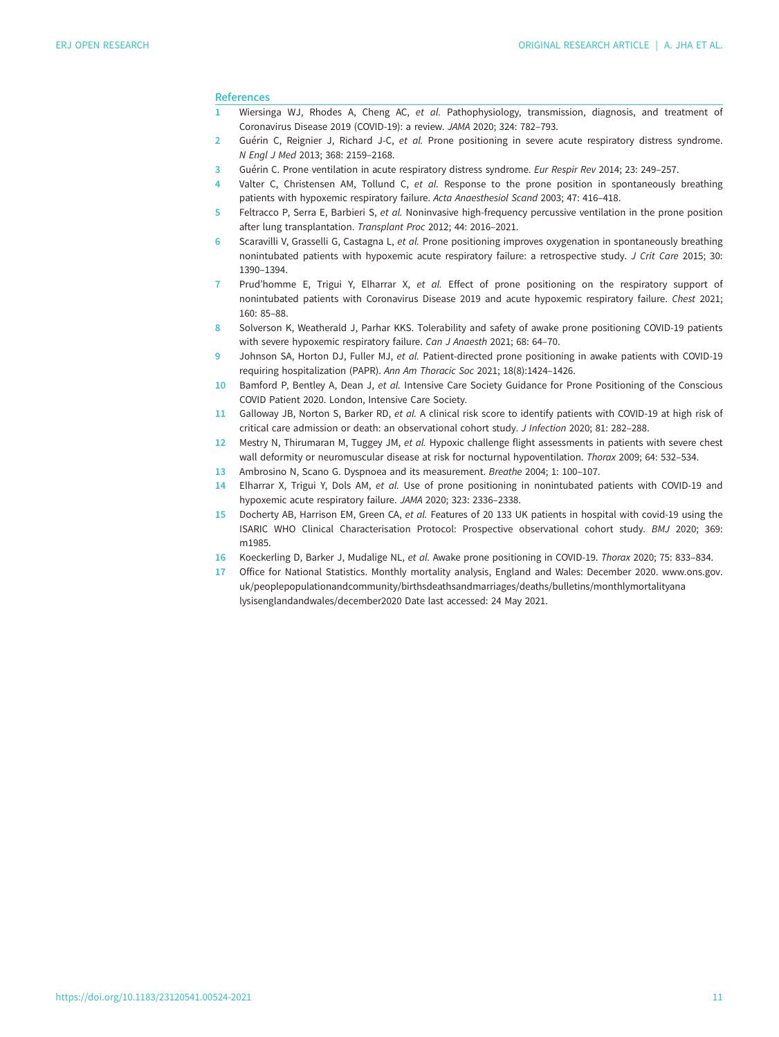## References

1. Wiersinga WJ, Rhodes A, Cheng AC, *et al.* Pathophysiology, transmission, diagnosis, and treatment of Coronavirus Disease 2019 (COVID-19): a review. *JAMA* 2020; 324: 782–793.
2. Guérin C, Reignier J, Richard J-C, *et al.* Prone positioning in severe acute respiratory distress syndrome. *N Engl J Med* 2013; 368: 2159–2168.
3. Guérin C. Prone ventilation in acute respiratory distress syndrome. *Eur Respir Rev* 2014; 23: 249–257.
4. Valter C, Christensen AM, Tollund C, *et al.* Response to the prone position in spontaneously breathing patients with hypoxemic respiratory failure. *Acta Anaesthesiol Scand* 2003; 47: 416–418.
5. Feltracco P, Serra E, Barbieri S, *et al.* Noninvasive high-frequency percussive ventilation in the prone position after lung transplantation. *Transplant Proc* 2012; 44: 2016–2021.
6. Scaravilli V, Grasselli G, Castagna L, *et al.* Prone positioning improves oxygenation in spontaneously breathing nonintubated patients with hypoxemic acute respiratory failure: a retrospective study. *J Crit Care* 2015; 30: 1390–1394.
7. Prud'homme E, Trigui Y, Elharrar X, *et al.* Effect of prone positioning on the respiratory support of nonintubated patients with Coronavirus Disease 2019 and acute hypoxemic respiratory failure. *Chest* 2021; 160: 85–88.
8. Solverson K, Weatherald J, Parhar KKS. Tolerability and safety of awake prone positioning COVID-19 patients with severe hypoxemic respiratory failure. *Can J Anaesth* 2021; 68: 64–70.
9. Johnson SA, Horton DJ, Fuller MJ, *et al.* Patient-directed prone positioning in awake patients with COVID-19 requiring hospitalization (PAPR). *Ann Am Thoracic Soc* 2021; 18(8):1424–1426.
10. Bamford P, Bentley A, Dean J, *et al.* Intensive Care Society Guidance for Prone Positioning of the Conscious COVID Patient 2020. London, Intensive Care Society.
11. Galloway JB, Norton S, Barker RD, *et al.* A clinical risk score to identify patients with COVID-19 at high risk of critical care admission or death: an observational cohort study. *J Infection* 2020; 81: 282–288.
12. Mestry N, Thirumaran M, Tuggey JM, *et al.* Hypoxic challenge flight assessments in patients with severe chest wall deformity or neuromuscular disease at risk for nocturnal hypoventilation. *Thorax* 2009; 64: 532–534.
13. Ambrosino N, Scano G. Dyspnoea and its measurement. *Breathe* 2004; 1: 100–107.
14. Elharrar X, Trigui Y, Dols AM, *et al.* Use of prone positioning in nonintubated patients with COVID-19 and hypoxemic acute respiratory failure. *JAMA* 2020; 323: 2336–2338.
15. Docherty AB, Harrison EM, Green CA, *et al.* Features of 20 133 UK patients in hospital with covid-19 using the ISARIC WHO Clinical Characterisation Protocol: Prospective observational cohort study. *BMJ* 2020; 369: m1985.
16. Koeckerling D, Barker J, Mudalige NL, *et al.* Awake prone positioning in COVID-19. *Thorax* 2020; 75: 833–834.
17. Office for National Statistics. Monthly mortality analysis, England and Wales: December 2020. www.ons.gov.uk/peoplepopulationandcommunity/birthsdeathsandmarriages/deaths/bulletins/monthlymortalityanalysisenglandandwales/december2020 Date last accessed: 24 May 2021.